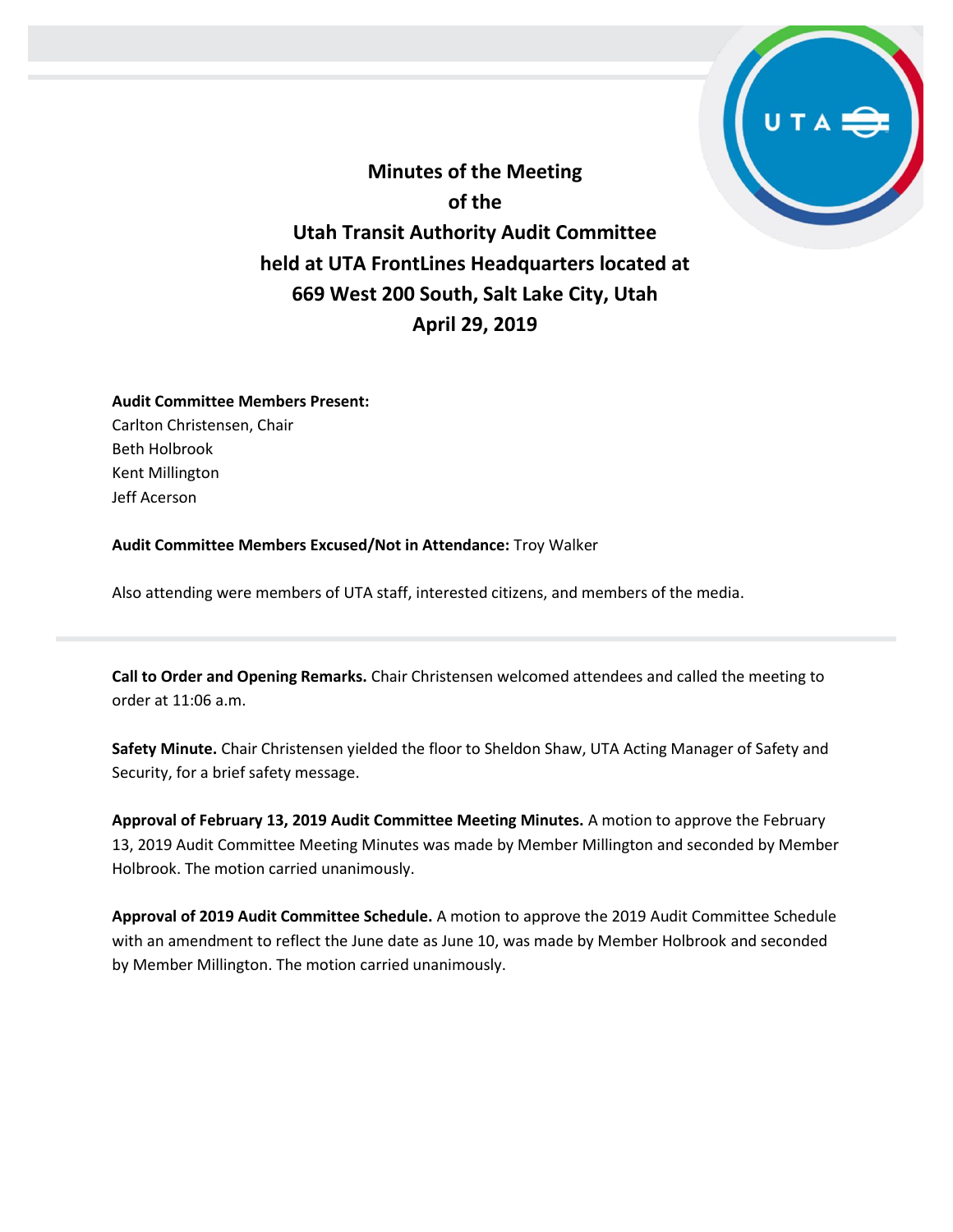# Minutes of the Meeting of the Utah Transit Authority Audit Committee held at UTA FrontLines Headquarters located at 669 West 200 South, Salt Lake City, Utah April 29, 2019

**Audit Committee Members Present:**
Carlton Christensen, Chair
Beth Holbrook
Kent Millington
Jeff Acerson

**Audit Committee Members Excused/Not in Attendance:** Troy Walker

Also attending were members of UTA staff, interested citizens, and members of the media.

---

**Call to Order and Opening Remarks.** Chair Christensen welcomed attendees and called the meeting to order at 11:06 a.m.

**Safety Minute.** Chair Christensen yielded the floor to Sheldon Shaw, UTA Acting Manager of Safety and Security, for a brief safety message.

**Approval of February 13, 2019 Audit Committee Meeting Minutes.** A motion to approve the February 13, 2019 Audit Committee Meeting Minutes was made by Member Millington and seconded by Member Holbrook. The motion carried unanimously.

**Approval of 2019 Audit Committee Schedule.** A motion to approve the 2019 Audit Committee Schedule with an amendment to reflect the June date as June 10, was made by Member Holbrook and seconded by Member Millington. The motion carried unanimously.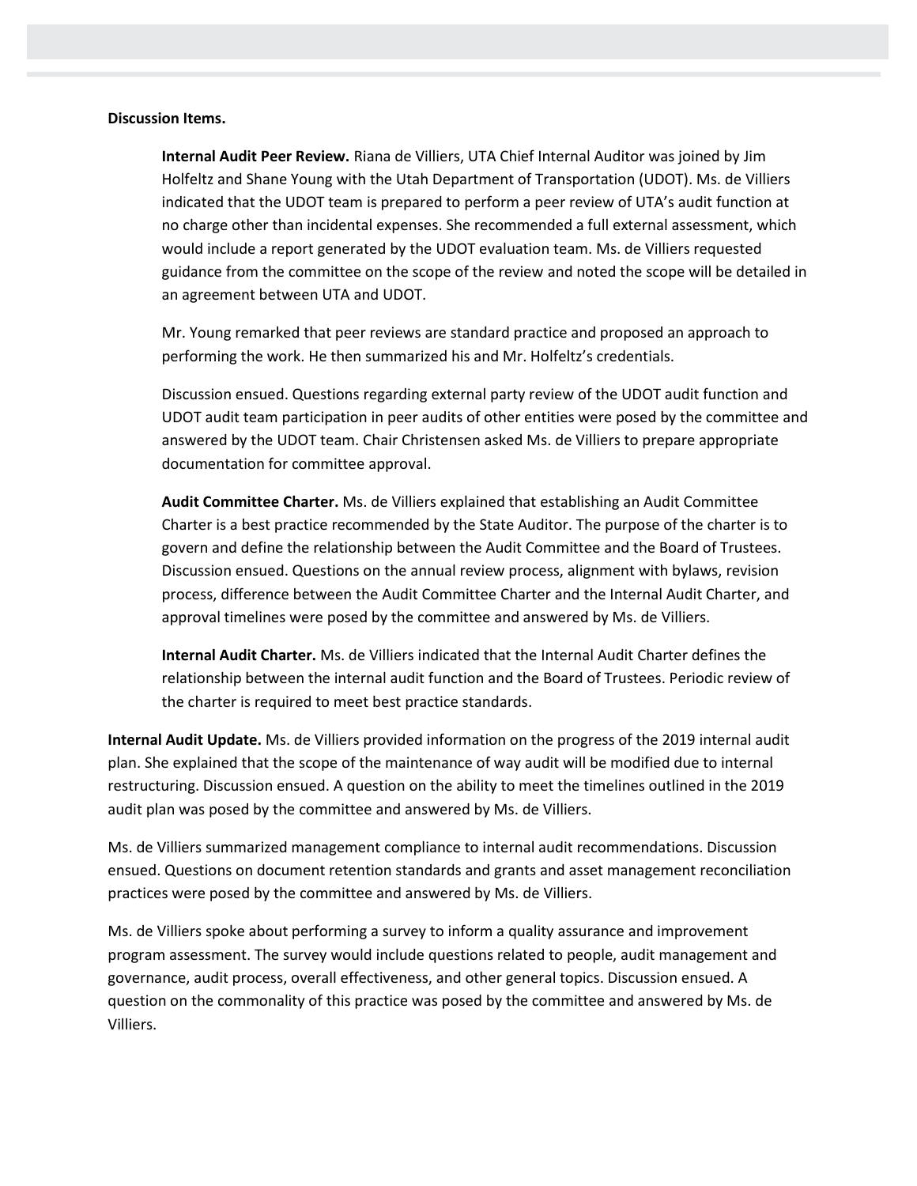**Discussion Items.**

**Internal Audit Peer Review.** Riana de Villiers, UTA Chief Internal Auditor was joined by Jim Holfeltz and Shane Young with the Utah Department of Transportation (UDOT). Ms. de Villiers indicated that the UDOT team is prepared to perform a peer review of UTA's audit function at no charge other than incidental expenses. She recommended a full external assessment, which would include a report generated by the UDOT evaluation team. Ms. de Villiers requested guidance from the committee on the scope of the review and noted the scope will be detailed in an agreement between UTA and UDOT.

Mr. Young remarked that peer reviews are standard practice and proposed an approach to performing the work. He then summarized his and Mr. Holfeltz's credentials.

Discussion ensued. Questions regarding external party review of the UDOT audit function and UDOT audit team participation in peer audits of other entities were posed by the committee and answered by the UDOT team. Chair Christensen asked Ms. de Villiers to prepare appropriate documentation for committee approval.

**Audit Committee Charter.** Ms. de Villiers explained that establishing an Audit Committee Charter is a best practice recommended by the State Auditor. The purpose of the charter is to govern and define the relationship between the Audit Committee and the Board of Trustees. Discussion ensued. Questions on the annual review process, alignment with bylaws, revision process, difference between the Audit Committee Charter and the Internal Audit Charter, and approval timelines were posed by the committee and answered by Ms. de Villiers.

**Internal Audit Charter.** Ms. de Villiers indicated that the Internal Audit Charter defines the relationship between the internal audit function and the Board of Trustees. Periodic review of the charter is required to meet best practice standards.

**Internal Audit Update.** Ms. de Villiers provided information on the progress of the 2019 internal audit plan. She explained that the scope of the maintenance of way audit will be modified due to internal restructuring. Discussion ensued. A question on the ability to meet the timelines outlined in the 2019 audit plan was posed by the committee and answered by Ms. de Villiers.

Ms. de Villiers summarized management compliance to internal audit recommendations. Discussion ensued. Questions on document retention standards and grants and asset management reconciliation practices were posed by the committee and answered by Ms. de Villiers.

Ms. de Villiers spoke about performing a survey to inform a quality assurance and improvement program assessment. The survey would include questions related to people, audit management and governance, audit process, overall effectiveness, and other general topics. Discussion ensued. A question on the commonality of this practice was posed by the committee and answered by Ms. de Villiers.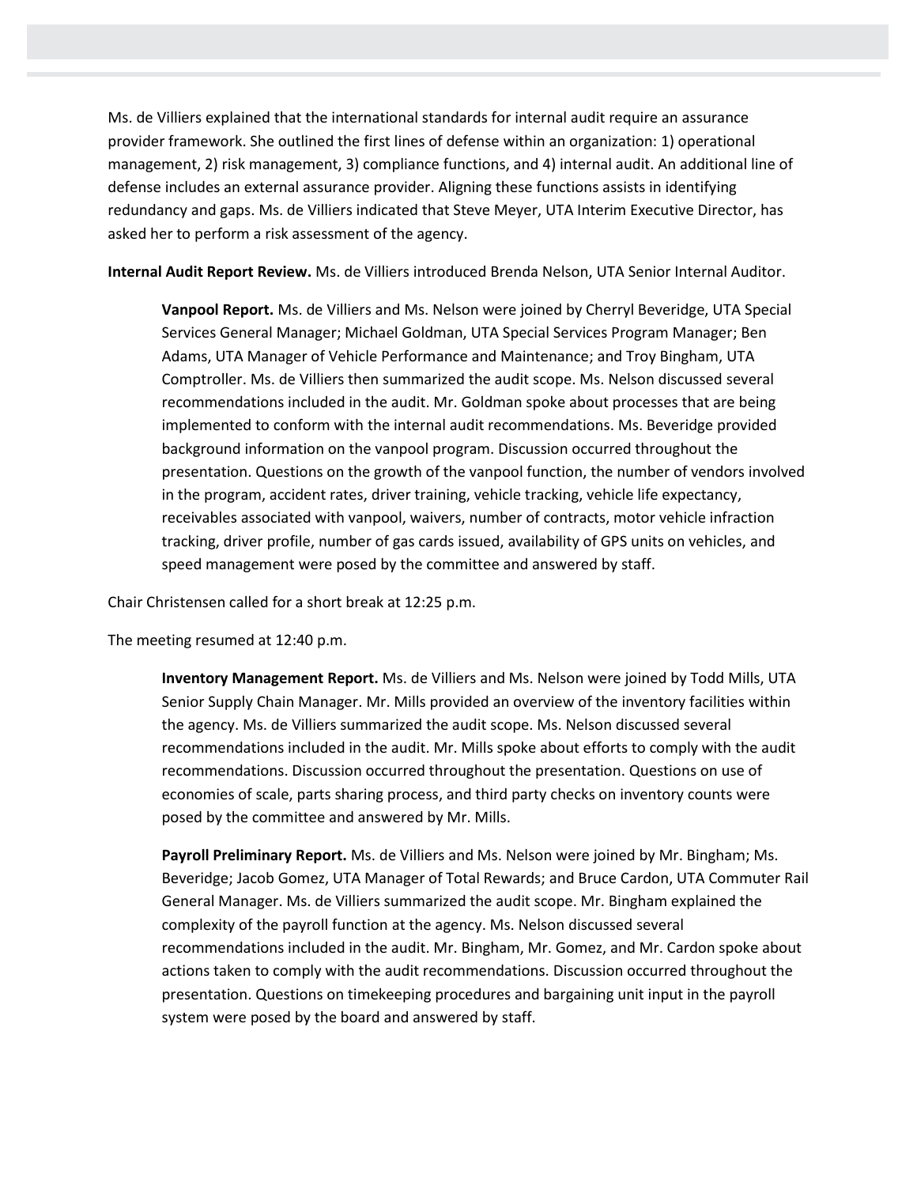Ms. de Villiers explained that the international standards for internal audit require an assurance provider framework. She outlined the first lines of defense within an organization: 1) operational management, 2) risk management, 3) compliance functions, and 4) internal audit. An additional line of defense includes an external assurance provider. Aligning these functions assists in identifying redundancy and gaps. Ms. de Villiers indicated that Steve Meyer, UTA Interim Executive Director, has asked her to perform a risk assessment of the agency.

**Internal Audit Report Review.** Ms. de Villiers introduced Brenda Nelson, UTA Senior Internal Auditor.

> **Vanpool Report.** Ms. de Villiers and Ms. Nelson were joined by Cherryl Beveridge, UTA Special Services General Manager; Michael Goldman, UTA Special Services Program Manager; Ben Adams, UTA Manager of Vehicle Performance and Maintenance; and Troy Bingham, UTA Comptroller. Ms. de Villiers then summarized the audit scope. Ms. Nelson discussed several recommendations included in the audit. Mr. Goldman spoke about processes that are being implemented to conform with the internal audit recommendations. Ms. Beveridge provided background information on the vanpool program. Discussion occurred throughout the presentation. Questions on the growth of the vanpool function, the number of vendors involved in the program, accident rates, driver training, vehicle tracking, vehicle life expectancy, receivables associated with vanpool, waivers, number of contracts, motor vehicle infraction tracking, driver profile, number of gas cards issued, availability of GPS units on vehicles, and speed management were posed by the committee and answered by staff.

Chair Christensen called for a short break at 12:25 p.m.

The meeting resumed at 12:40 p.m.

> **Inventory Management Report.** Ms. de Villiers and Ms. Nelson were joined by Todd Mills, UTA Senior Supply Chain Manager. Mr. Mills provided an overview of the inventory facilities within the agency. Ms. de Villiers summarized the audit scope. Ms. Nelson discussed several recommendations included in the audit. Mr. Mills spoke about efforts to comply with the audit recommendations. Discussion occurred throughout the presentation. Questions on use of economies of scale, parts sharing process, and third party checks on inventory counts were posed by the committee and answered by Mr. Mills.
>
> **Payroll Preliminary Report.** Ms. de Villiers and Ms. Nelson were joined by Mr. Bingham; Ms. Beveridge; Jacob Gomez, UTA Manager of Total Rewards; and Bruce Cardon, UTA Commuter Rail General Manager. Ms. de Villiers summarized the audit scope. Mr. Bingham explained the complexity of the payroll function at the agency. Ms. Nelson discussed several recommendations included in the audit. Mr. Bingham, Mr. Gomez, and Mr. Cardon spoke about actions taken to comply with the audit recommendations. Discussion occurred throughout the presentation. Questions on timekeeping procedures and bargaining unit input in the payroll system were posed by the board and answered by staff.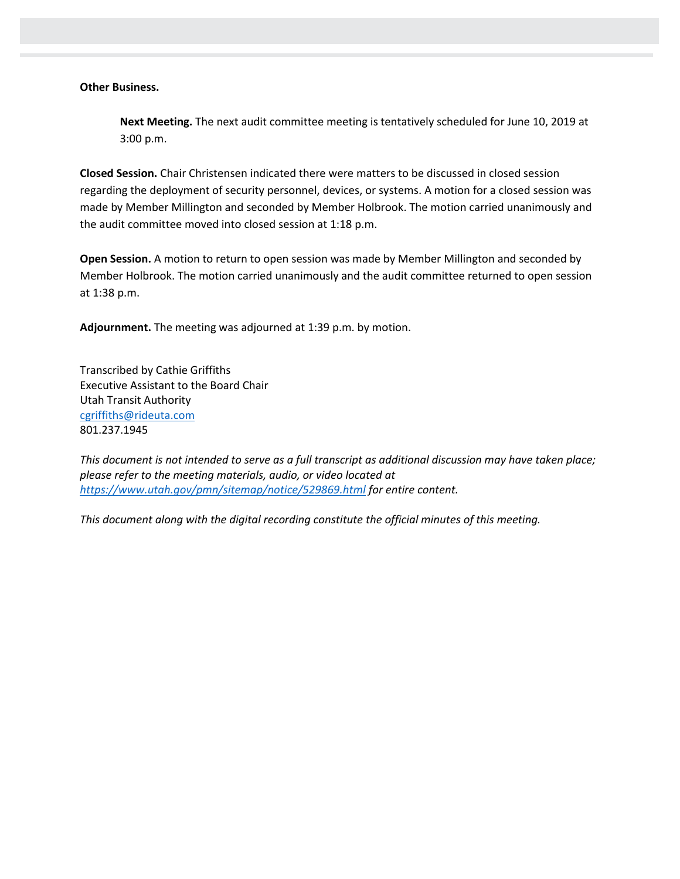**Other Business.**

**Next Meeting.** The next audit committee meeting is tentatively scheduled for June 10, 2019 at 3:00 p.m.

**Closed Session.** Chair Christensen indicated there were matters to be discussed in closed session regarding the deployment of security personnel, devices, or systems. A motion for a closed session was made by Member Millington and seconded by Member Holbrook. The motion carried unanimously and the audit committee moved into closed session at 1:18 p.m.

**Open Session.** A motion to return to open session was made by Member Millington and seconded by Member Holbrook. The motion carried unanimously and the audit committee returned to open session at 1:38 p.m.

**Adjournment.** The meeting was adjourned at 1:39 p.m. by motion.

Transcribed by Cathie Griffiths
Executive Assistant to the Board Chair
Utah Transit Authority
cgriffiths@rideuta.com
801.237.1945

*This document is not intended to serve as a full transcript as additional discussion may have taken place; please refer to the meeting materials, audio, or video located at https://www.utah.gov/pmn/sitemap/notice/529869.html for entire content.*

*This document along with the digital recording constitute the official minutes of this meeting.*